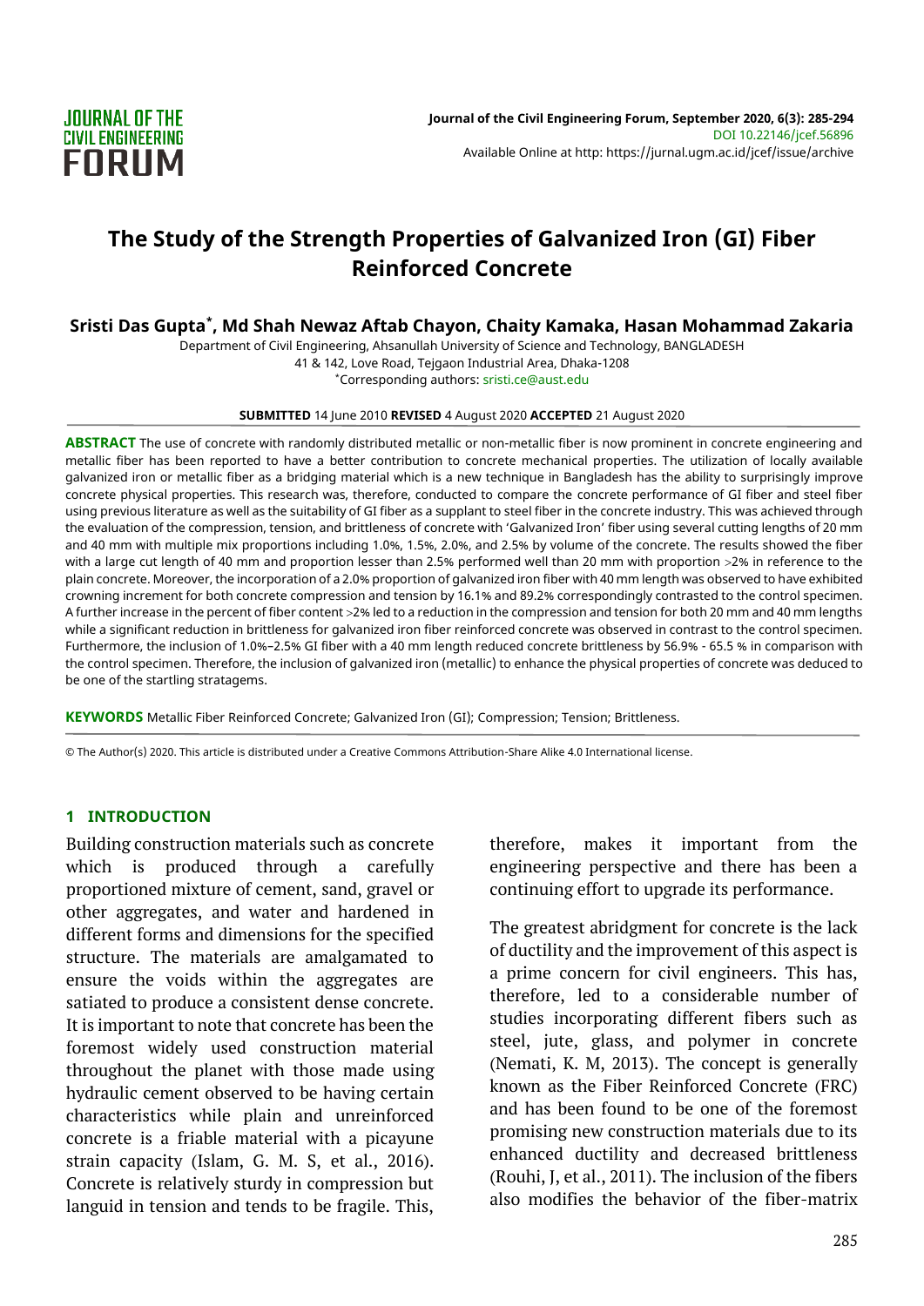# The Study of the Strength Properties of Galvanized Iron (GI) Fiber Reinforced Concrete

**Sristi Das Gupta*, Md Shah Newaz Aftab Chayon, Chaity Kamaka, Hasan Mohammad Zakaria**

Department of Civil Engineering, Ahsanullah University of Science and Technology, BANGLADESH
41 & 142, Love Road, Tejgaon Industrial Area, Dhaka-1208
*Corresponding authors: sristi.ce@aust.edu

**SUBMITTED** 14 June 2010 **REVISED** 4 August 2020 **ACCEPTED** 21 August 2020

**ABSTRACT** The use of concrete with randomly distributed metallic or non-metallic fiber is now prominent in concrete engineering and metallic fiber has been reported to have a better contribution to concrete mechanical properties. The utilization of locally available galvanized iron or metallic fiber as a bridging material which is a new technique in Bangladesh has the ability to surprisingly improve concrete physical properties. This research was, therefore, conducted to compare the concrete performance of GI fiber and steel fiber using previous literature as well as the suitability of GI fiber as a supplant to steel fiber in the concrete industry. This was achieved through the evaluation of the compression, tension, and brittleness of concrete with 'Galvanized Iron' fiber using several cutting lengths of 20 mm and 40 mm with multiple mix proportions including 1.0%, 1.5%, 2.0%, and 2.5% by volume of the concrete. The results showed the fiber with a large cut length of 40 mm and proportion lesser than 2.5% performed well than 20 mm with proportion >2% in reference to the plain concrete. Moreover, the incorporation of a 2.0% proportion of galvanized iron fiber with 40 mm length was observed to have exhibited crowning increment for both concrete compression and tension by 16.1% and 89.2% correspondingly contrasted to the control specimen. A further increase in the percent of fiber content >2% led to a reduction in the compression and tension for both 20 mm and 40 mm lengths while a significant reduction in brittleness for galvanized iron fiber reinforced concrete was observed in contrast to the control specimen. Furthermore, the inclusion of 1.0%–2.5% GI fiber with a 40 mm length reduced concrete brittleness by 56.9% - 65.5 % in comparison with the control specimen. Therefore, the inclusion of galvanized iron (metallic) to enhance the physical properties of concrete was deduced to be one of the startling stratagems.

**KEYWORDS** Metallic Fiber Reinforced Concrete; Galvanized Iron (GI); Compression; Tension; Brittleness.

© The Author(s) 2020. This article is distributed under a Creative Commons Attribution-Share Alike 4.0 International license.

## 1 INTRODUCTION

Building construction materials such as concrete which is produced through a carefully proportioned mixture of cement, sand, gravel or other aggregates, and water and hardened in different forms and dimensions for the specified structure. The materials are amalgamated to ensure the voids within the aggregates are satiated to produce a consistent dense concrete. It is important to note that concrete has been the foremost widely used construction material throughout the planet with those made using hydraulic cement observed to be having certain characteristics while plain and unreinforced concrete is a friable material with a picayune strain capacity (Islam, G. M. S, et al., 2016). Concrete is relatively sturdy in compression but languid in tension and tends to be fragile. This, therefore, makes it important from the engineering perspective and there has been a continuing effort to upgrade its performance.

The greatest abridgment for concrete is the lack of ductility and the improvement of this aspect is a prime concern for civil engineers. This has, therefore, led to a considerable number of studies incorporating different fibers such as steel, jute, glass, and polymer in concrete (Nemati, K. M, 2013). The concept is generally known as the Fiber Reinforced Concrete (FRC) and has been found to be one of the foremost promising new construction materials due to its enhanced ductility and decreased brittleness (Rouhi, J, et al., 2011). The inclusion of the fibers also modifies the behavior of the fiber-matrix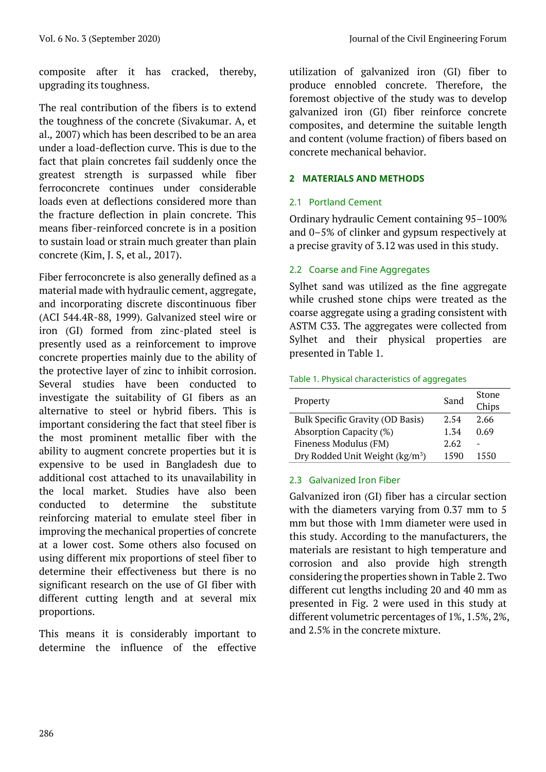composite after it has cracked, thereby, upgrading its toughness.

The real contribution of the fibers is to extend the toughness of the concrete (Sivakumar. A, et al., 2007) which has been described to be an area under a load-deflection curve. This is due to the fact that plain concretes fail suddenly once the greatest strength is surpassed while fiber ferroconcrete continues under considerable loads even at deflections considered more than the fracture deflection in plain concrete. This means fiber-reinforced concrete is in a position to sustain load or strain much greater than plain concrete (Kim, J. S, et al., 2017).

Fiber ferroconcrete is also generally defined as a material made with hydraulic cement, aggregate, and incorporating discrete discontinuous fiber (ACI 544.4R-88, 1999). Galvanized steel wire or iron (GI) formed from zinc-plated steel is presently used as a reinforcement to improve concrete properties mainly due to the ability of the protective layer of zinc to inhibit corrosion. Several studies have been conducted to investigate the suitability of GI fibers as an alternative to steel or hybrid fibers. This is important considering the fact that steel fiber is the most prominent metallic fiber with the ability to augment concrete properties but it is expensive to be used in Bangladesh due to additional cost attached to its unavailability in the local market. Studies have also been conducted to determine the substitute reinforcing material to emulate steel fiber in improving the mechanical properties of concrete at a lower cost. Some others also focused on using different mix proportions of steel fiber to determine their effectiveness but there is no significant research on the use of GI fiber with different cutting length and at several mix proportions.

This means it is considerably important to determine the influence of the effective utilization of galvanized iron (GI) fiber to produce ennobled concrete. Therefore, the foremost objective of the study was to develop galvanized iron (GI) fiber reinforce concrete composites, and determine the suitable length and content (volume fraction) of fibers based on concrete mechanical behavior.

## 2 MATERIALS AND METHODS

### 2.1 Portland Cement

Ordinary hydraulic Cement containing 95–100% and 0–5% of clinker and gypsum respectively at a precise gravity of 3.12 was used in this study.

### 2.2 Coarse and Fine Aggregates

Sylhet sand was utilized as the fine aggregate while crushed stone chips were treated as the coarse aggregate using a grading consistent with ASTM C33. The aggregates were collected from Sylhet and their physical properties are presented in Table 1.

Table 1. Physical characteristics of aggregates

| Property | Sand | Stone Chips |
|---|---|---|
| Bulk Specific Gravity (OD Basis) | 2.54 | 2.66 |
| Absorption Capacity (%) | 1.34 | 0.69 |
| Fineness Modulus (FM) | 2.62 | - |
| Dry Rodded Unit Weight (kg/m$^3$) | 1590 | 1550 |

### 2.3 Galvanized Iron Fiber

Galvanized iron (GI) fiber has a circular section with the diameters varying from 0.37 mm to 5 mm but those with 1mm diameter were used in this study. According to the manufacturers, the materials are resistant to high temperature and corrosion and also provide high strength considering the properties shown in Table 2. Two different cut lengths including 20 and 40 mm as presented in Fig. 2 were used in this study at different volumetric percentages of 1%, 1.5%, 2%, and 2.5% in the concrete mixture.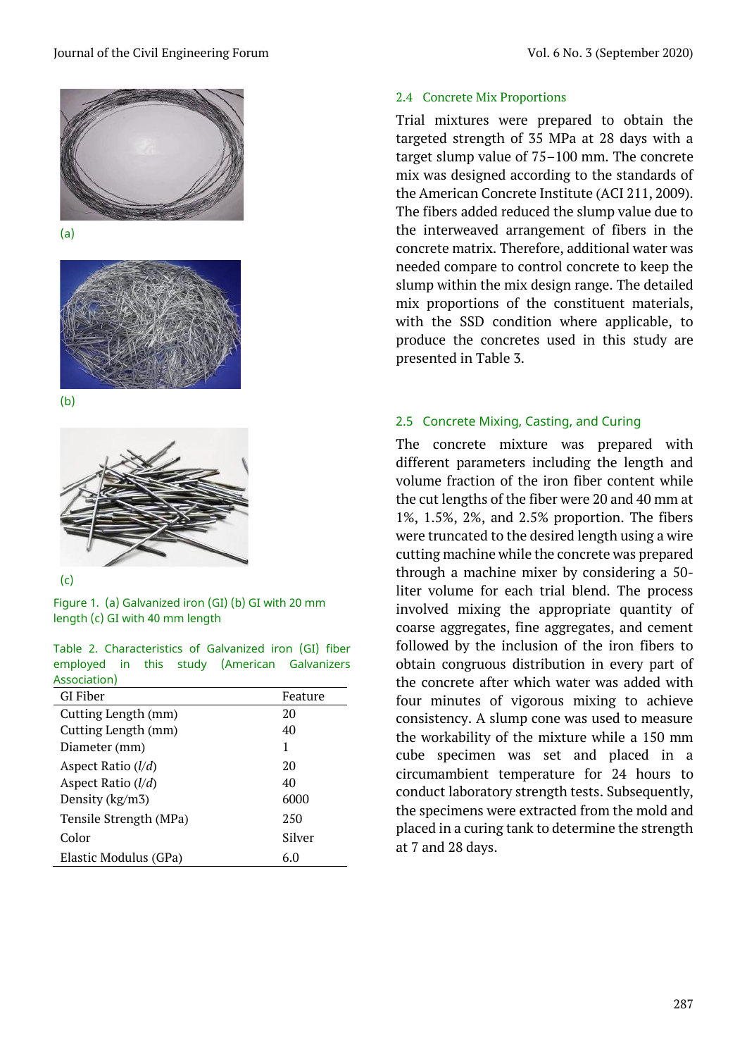(a)

(b)

(c)

Figure 1. (a) Galvanized iron (GI) (b) GI with 20 mm length (c) GI with 40 mm length

Table 2. Characteristics of Galvanized iron (GI) fiber employed in this study (American Galvanizers Association)

| GI Fiber | Feature |
|---|---|
| Cutting Length (mm) | 20 |
| Cutting Length (mm) | 40 |
| Diameter (mm) | 1 |
| Aspect Ratio (*l*/*d*) | 20 |
| Aspect Ratio (*l*/*d*) | 40 |
| Density (kg/m3) | 6000 |
| Tensile Strength (MPa) | 250 |
| Color | Silver |
| Elastic Modulus (GPa) | 6.0 |

### 2.4 Concrete Mix Proportions

Trial mixtures were prepared to obtain the targeted strength of 35 MPa at 28 days with a target slump value of 75–100 mm. The concrete mix was designed according to the standards of the American Concrete Institute (ACI 211, 2009). The fibers added reduced the slump value due to the interweaved arrangement of fibers in the concrete matrix. Therefore, additional water was needed compare to control concrete to keep the slump within the mix design range. The detailed mix proportions of the constituent materials, with the SSD condition where applicable, to produce the concretes used in this study are presented in Table 3.

### 2.5 Concrete Mixing, Casting, and Curing

The concrete mixture was prepared with different parameters including the length and volume fraction of the iron fiber content while the cut lengths of the fiber were 20 and 40 mm at 1%, 1.5%, 2%, and 2.5% proportion. The fibers were truncated to the desired length using a wire cutting machine while the concrete was prepared through a machine mixer by considering a 50-liter volume for each trial blend. The process involved mixing the appropriate quantity of coarse aggregates, fine aggregates, and cement followed by the inclusion of the iron fibers to obtain congruous distribution in every part of the concrete after which water was added with four minutes of vigorous mixing to achieve consistency. A slump cone was used to measure the workability of the mixture while a 150 mm cube specimen was set and placed in a circumambient temperature for 24 hours to conduct laboratory strength tests. Subsequently, the specimens were extracted from the mold and placed in a curing tank to determine the strength at 7 and 28 days.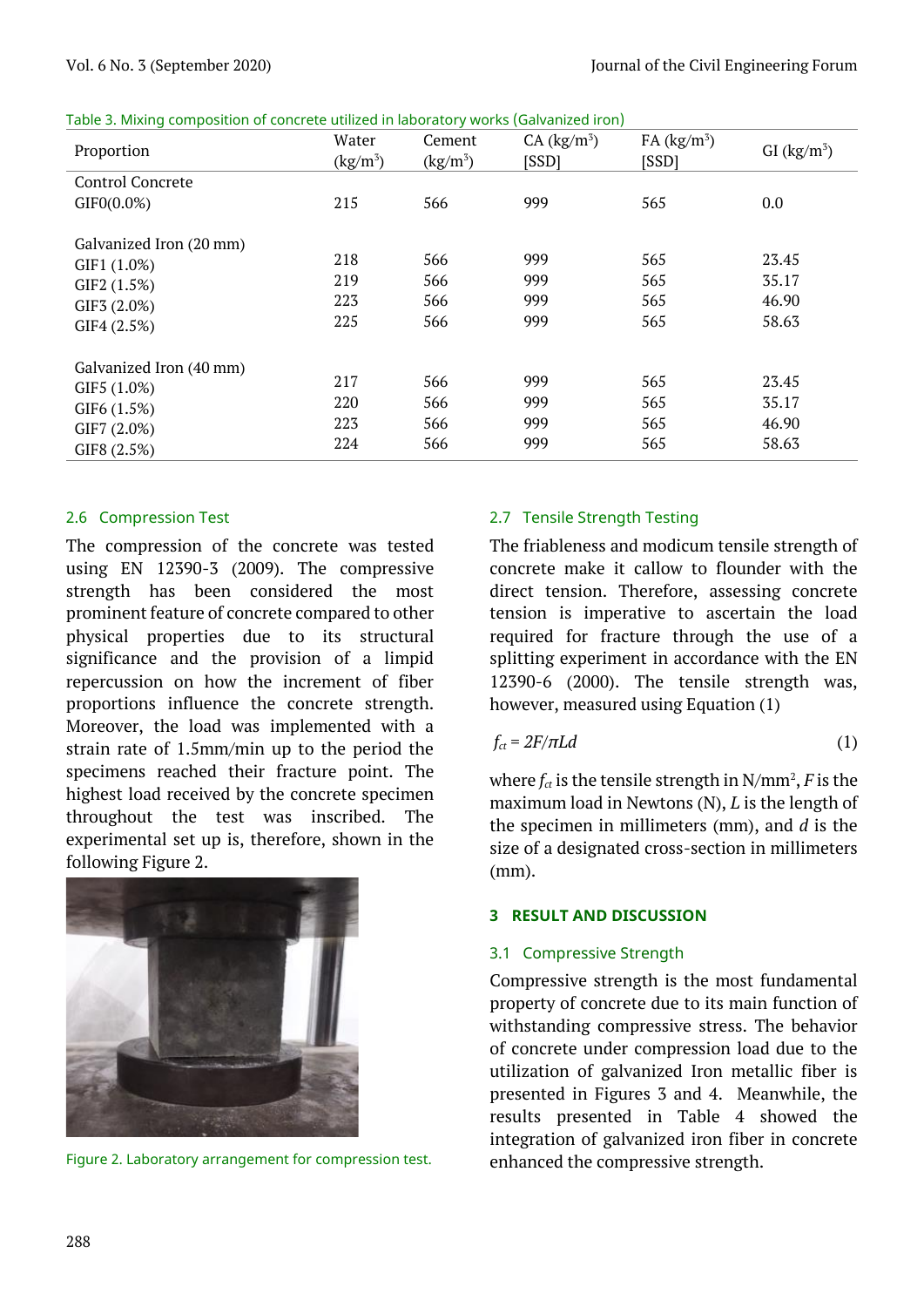Table 3. Mixing composition of concrete utilized in laboratory works (Galvanized iron)

| Proportion | Water ($kg/m^3$) | Cement ($kg/m^3$) | CA ($kg/m^3$) [SSD] | FA ($kg/m^3$) [SSD] | GI ($kg/m^3$) |
|---|---|---|---|---|---|
| Control Concrete | | | | | |
| GIF0(0.0%) | 215 | 566 | 999 | 565 | 0.0 |
| Galvanized Iron (20 mm) | | | | | |
| GIF1 (1.0%) | 218 | 566 | 999 | 565 | 23.45 |
| GIF2 (1.5%) | 219 | 566 | 999 | 565 | 35.17 |
| GIF3 (2.0%) | 223 | 566 | 999 | 565 | 46.90 |
| GIF4 (2.5%) | 225 | 566 | 999 | 565 | 58.63 |
| Galvanized Iron (40 mm) | | | | | |
| GIF5 (1.0%) | 217 | 566 | 999 | 565 | 23.45 |
| GIF6 (1.5%) | 220 | 566 | 999 | 565 | 35.17 |
| GIF7 (2.0%) | 223 | 566 | 999 | 565 | 46.90 |
| GIF8 (2.5%) | 224 | 566 | 999 | 565 | 58.63 |

### 2.6 Compression Test

The compression of the concrete was tested using EN 12390-3 (2009). The compressive strength has been considered the most prominent feature of concrete compared to other physical properties due to its structural significance and the provision of a limpid repercussion on how the increment of fiber proportions influence the concrete strength. Moreover, the load was implemented with a strain rate of 1.5mm/min up to the period the specimens reached their fracture point. The highest load received by the concrete specimen throughout the test was inscribed. The experimental set up is, therefore, shown in the following Figure 2.

Figure 2. Laboratory arrangement for compression test.

### 2.7 Tensile Strength Testing

The friableness and modicum tensile strength of concrete make it callow to flounder with the direct tension. Therefore, assessing concrete tension is imperative to ascertain the load required for fracture through the use of a splitting experiment in accordance with the EN 12390-6 (2000). The tensile strength was, however, measured using Equation (1)

$$f_{ct} = 2F/\pi Ld \tag{1}$$

where $f_{ct}$ is the tensile strength in $N/mm^2$, $F$ is the maximum load in Newtons (N), $L$ is the length of the specimen in millimeters (mm), and $d$ is the size of a designated cross-section in millimeters (mm).

## 3 RESULT AND DISCUSSION

### 3.1 Compressive Strength

Compressive strength is the most fundamental property of concrete due to its main function of withstanding compressive stress. The behavior of concrete under compression load due to the utilization of galvanized Iron metallic fiber is presented in Figures 3 and 4. Meanwhile, the results presented in Table 4 showed the integration of galvanized iron fiber in concrete enhanced the compressive strength.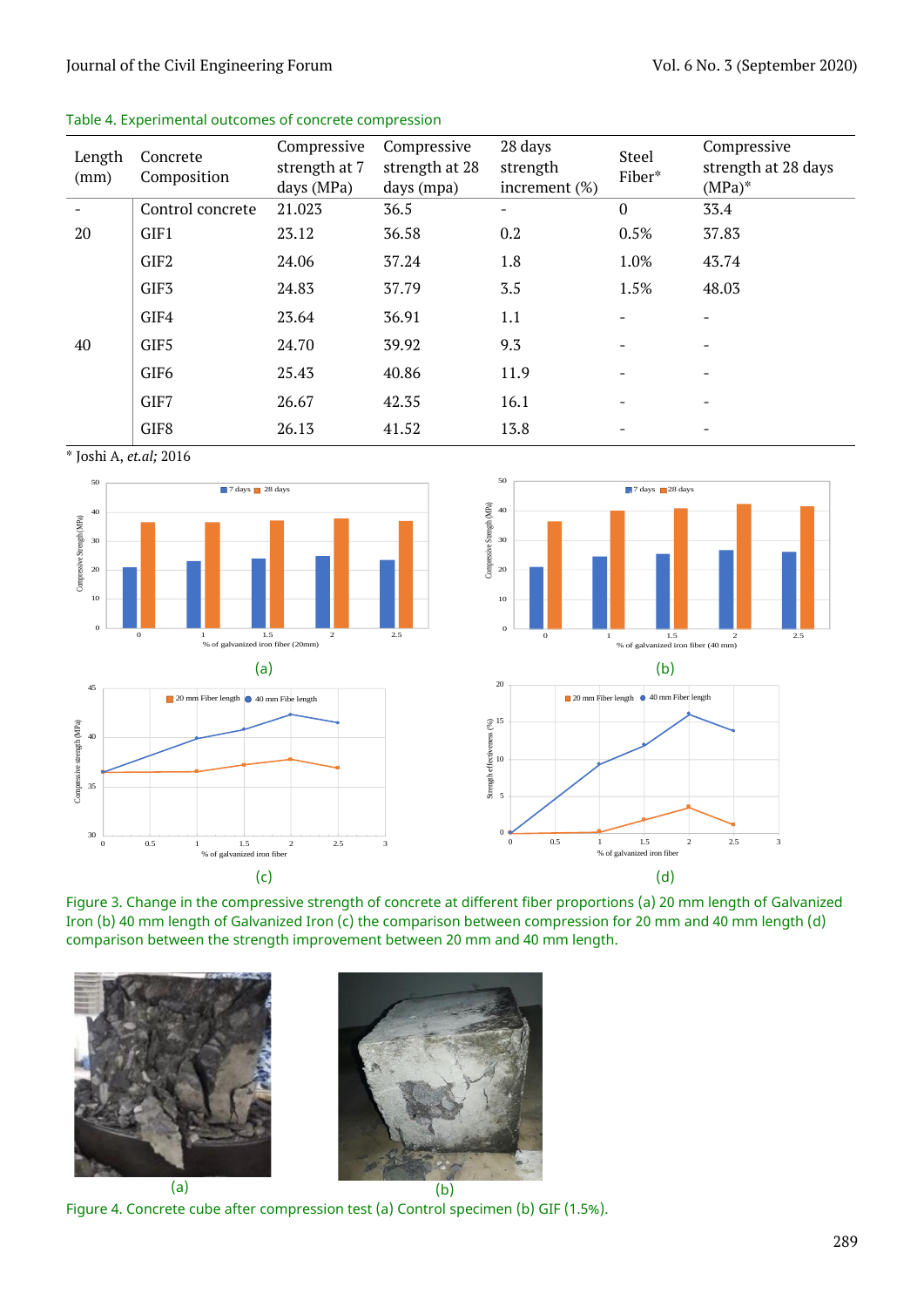Table 4. Experimental outcomes of concrete compression

| Length (mm) | Concrete Composition | Compressive strength at 7 days (MPa) | Compressive strength at 28 days (mpa) | 28 days strength increment (%) | Steel Fiber* | Compressive strength at 28 days (MPa)* |
|---|---|---|---|---|---|---|
| - | Control concrete | 21.023 | 36.5 | - | 0 | 33.4 |
| 20 | GIF1 | 23.12 | 36.58 | 0.2 | 0.5% | 37.83 |
| | GIF2 | 24.06 | 37.24 | 1.8 | 1.0% | 43.74 |
| | GIF3 | 24.83 | 37.79 | 3.5 | 1.5% | 48.03 |
| | GIF4 | 23.64 | 36.91 | 1.1 | - | - |
| 40 | GIF5 | 24.70 | 39.92 | 9.3 | - | - |
| | GIF6 | 25.43 | 40.86 | 11.9 | - | - |
| | GIF7 | 26.67 | 42.35 | 16.1 | - | - |
| | GIF8 | 26.13 | 41.52 | 13.8 | - | - |

\* Joshi A, *et.al;* 2016

Figure 3. Change in the compressive strength of concrete at different fiber proportions (a) 20 mm length of Galvanized Iron (b) 40 mm length of Galvanized Iron (c) the comparison between compression for 20 mm and 40 mm length (d) comparison between the strength improvement between 20 mm and 40 mm length.

Figure 4. Concrete cube after compression test (a) Control specimen (b) GIF (1.5%).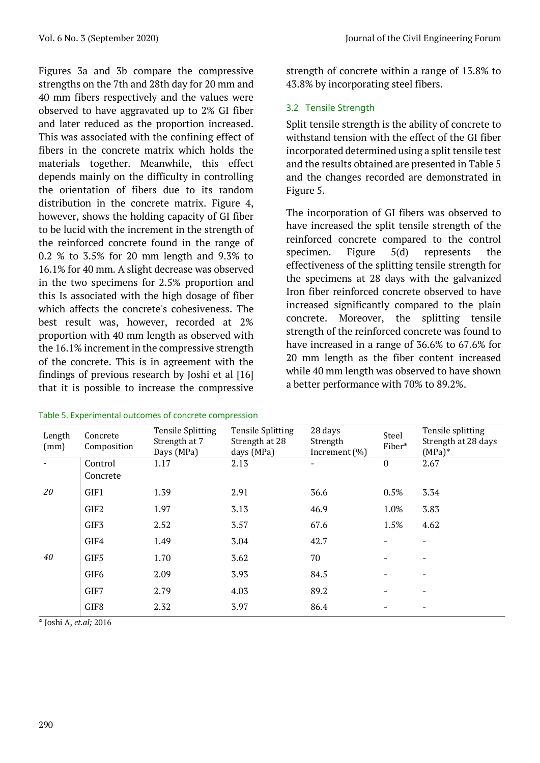Figures 3a and 3b compare the compressive strengths on the 7th and 28th day for 20 mm and 40 mm fibers respectively and the values were observed to have aggravated up to 2% GI fiber and later reduced as the proportion increased. This was associated with the confining effect of fibers in the concrete matrix which holds the materials together. Meanwhile, this effect depends mainly on the difficulty in controlling the orientation of fibers due to its random distribution in the concrete matrix. Figure 4, however, shows the holding capacity of GI fiber to be lucid with the increment in the strength of the reinforced concrete found in the range of 0.2 % to 3.5% for 20 mm length and 9.3% to 16.1% for 40 mm. A slight decrease was observed in the two specimens for 2.5% proportion and this Is associated with the high dosage of fiber which affects the concrete's cohesiveness. The best result was, however, recorded at 2% proportion with 40 mm length as observed with the 16.1% increment in the compressive strength of the concrete. This is in agreement with the findings of previous research by Joshi et al [16] that it is possible to increase the compressive strength of concrete within a range of 13.8% to 43.8% by incorporating steel fibers.

### 3.2 Tensile Strength

Split tensile strength is the ability of concrete to withstand tension with the effect of the GI fiber incorporated determined using a split tensile test and the results obtained are presented in Table 5 and the changes recorded are demonstrated in Figure 5.

The incorporation of GI fibers was observed to have increased the split tensile strength of the reinforced concrete compared to the control specimen. Figure 5(d) represents the effectiveness of the splitting tensile strength for the specimens at 28 days with the galvanized Iron fiber reinforced concrete observed to have increased significantly compared to the plain concrete. Moreover, the splitting tensile strength of the reinforced concrete was found to have increased in a range of 36.6% to 67.6% for 20 mm length as the fiber content increased while 40 mm length was observed to have shown a better performance with 70% to 89.2%.

Table 5. Experimental outcomes of concrete compression

| Length (mm) | Concrete Composition | Tensile Splitting Strength at 7 Days (MPa) | Tensile Splitting Strength at 28 days (MPa) | 28 days Strength Increment (%) | Steel Fiber* | Tensile splitting Strength at 28 days (MPa)* |
|---|---|---|---|---|---|---|
| - | Control Concrete | 1.17 | 2.13 | - | 0 | 2.67 |
| *20* | GIF1 | 1.39 | 2.91 | 36.6 | 0.5% | 3.34 |
| | GIF2 | 1.97 | 3.13 | 46.9 | 1.0% | 3.83 |
| | GIF3 | 2.52 | 3.57 | 67.6 | 1.5% | 4.62 |
| | GIF4 | 1.49 | 3.04 | 42.7 | - | - |
| *40* | GIF5 | 1.70 | 3.62 | 70 | - | - |
| | GIF6 | 2.09 | 3.93 | 84.5 | - | - |
| | GIF7 | 2.79 | 4.03 | 89.2 | - | - |
| | GIF8 | 2.32 | 3.97 | 86.4 | - | - |

\* Joshi A, *et.al;* 2016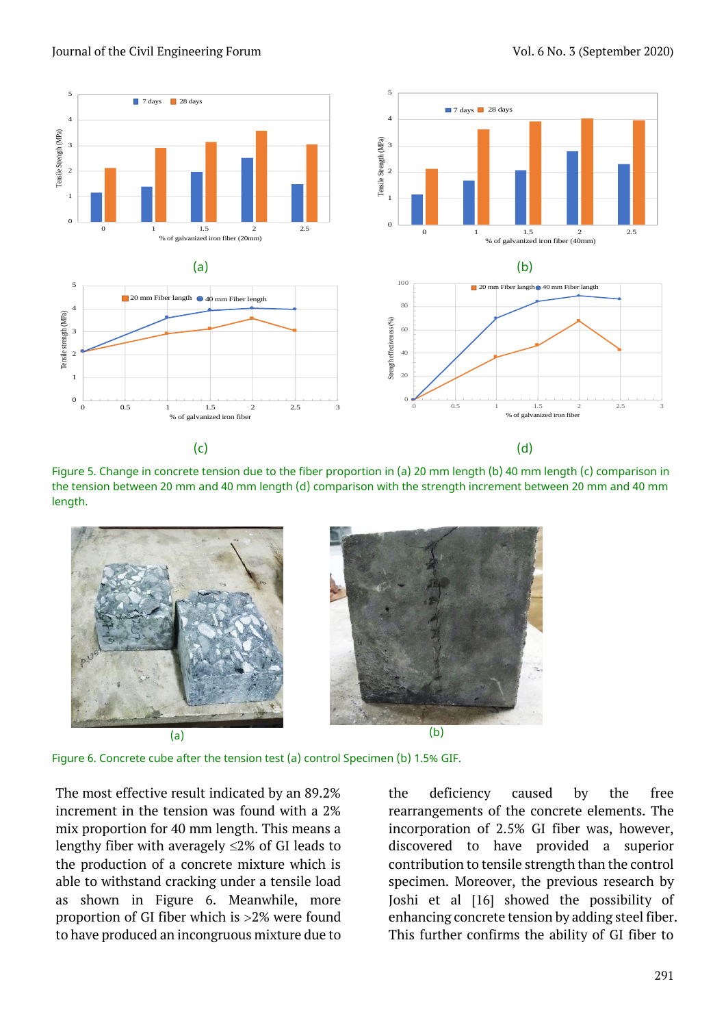Figure 5. Change in concrete tension due to the fiber proportion in (a) 20 mm length (b) 40 mm length (c) comparison in the tension between 20 mm and 40 mm length (d) comparison with the strength increment between 20 mm and 40 mm length.

Figure 6. Concrete cube after the tension test (a) control Specimen (b) 1.5% GIF.

The most effective result indicated by an 89.2% increment in the tension was found with a 2% mix proportion for 40 mm length. This means a lengthy fiber with averagely ≤2% of GI leads to the production of a concrete mixture which is able to withstand cracking under a tensile load as shown in Figure 6. Meanwhile, more proportion of GI fiber which is >2% were found to have produced an incongruous mixture due to the deficiency caused by the free rearrangements of the concrete elements. The incorporation of 2.5% GI fiber was, however, discovered to have provided a superior contribution to tensile strength than the control specimen. Moreover, the previous research by Joshi et al [16] showed the possibility of enhancing concrete tension by adding steel fiber. This further confirms the ability of GI fiber to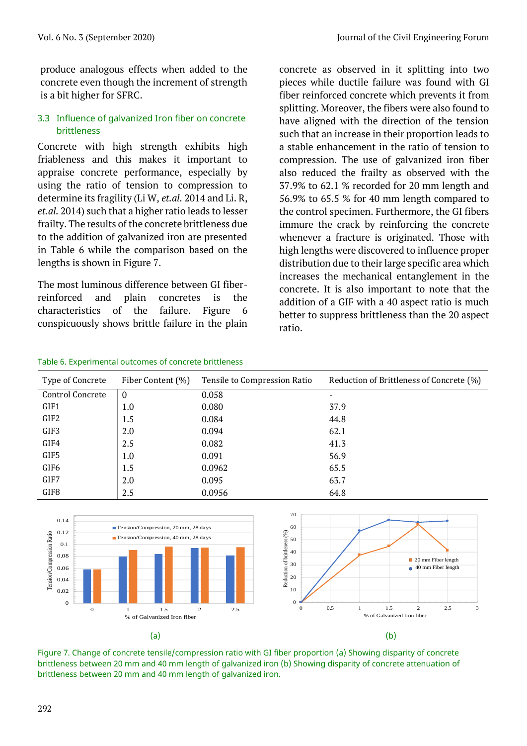produce analogous effects when added to the concrete even though the increment of strength is a bit higher for SFRC.

### 3.3 Influence of galvanized Iron fiber on concrete brittleness

Concrete with high strength exhibits high friableness and this makes it important to appraise concrete performance, especially by using the ratio of tension to compression to determine its fragility (Li W, *et.al.* 2014 and Li. R, *et.al.* 2014) such that a higher ratio leads to lesser frailty. The results of the concrete brittleness due to the addition of galvanized iron are presented in Table 6 while the comparison based on the lengths is shown in Figure 7.

The most luminous difference between GI fiber-reinforced and plain concretes is the characteristics of the failure. Figure 6 conspicuously shows brittle failure in the plain concrete as observed in it splitting into two pieces while ductile failure was found with GI fiber reinforced concrete which prevents it from splitting. Moreover, the fibers were also found to have aligned with the direction of the tension such that an increase in their proportion leads to a stable enhancement in the ratio of tension to compression. The use of galvanized iron fiber also reduced the frailty as observed with the 37.9% to 62.1 % recorded for 20 mm length and 56.9% to 65.5 % for 40 mm length compared to the control specimen. Furthermore, the GI fibers immure the crack by reinforcing the concrete whenever a fracture is originated. Those with high lengths were discovered to influence proper distribution due to their large specific area which increases the mechanical entanglement in the concrete. It is also important to note that the addition of a GIF with a 40 aspect ratio is much better to suppress brittleness than the 20 aspect ratio.

Table 6. Experimental outcomes of concrete brittleness

| Type of Concrete | Fiber Content (%) | Tensile to Compression Ratio | Reduction of Brittleness of Concrete (%) |
|---|---|---|---|
| Control Concrete | 0 | 0.058 | - |
| GIF1 | 1.0 | 0.080 | 37.9 |
| GIF2 | 1.5 | 0.084 | 44.8 |
| GIF3 | 2.0 | 0.094 | 62.1 |
| GIF4 | 2.5 | 0.082 | 41.3 |
| GIF5 | 1.0 | 0.091 | 56.9 |
| GIF6 | 1.5 | 0.0962 | 65.5 |
| GIF7 | 2.0 | 0.095 | 63.7 |
| GIF8 | 2.5 | 0.0956 | 64.8 |

Figure 7. Change of concrete tensile/compression ratio with GI fiber proportion (a) Showing disparity of concrete brittleness between 20 mm and 40 mm length of galvanized iron (b) Showing disparity of concrete attenuation of brittleness between 20 mm and 40 mm length of galvanized iron.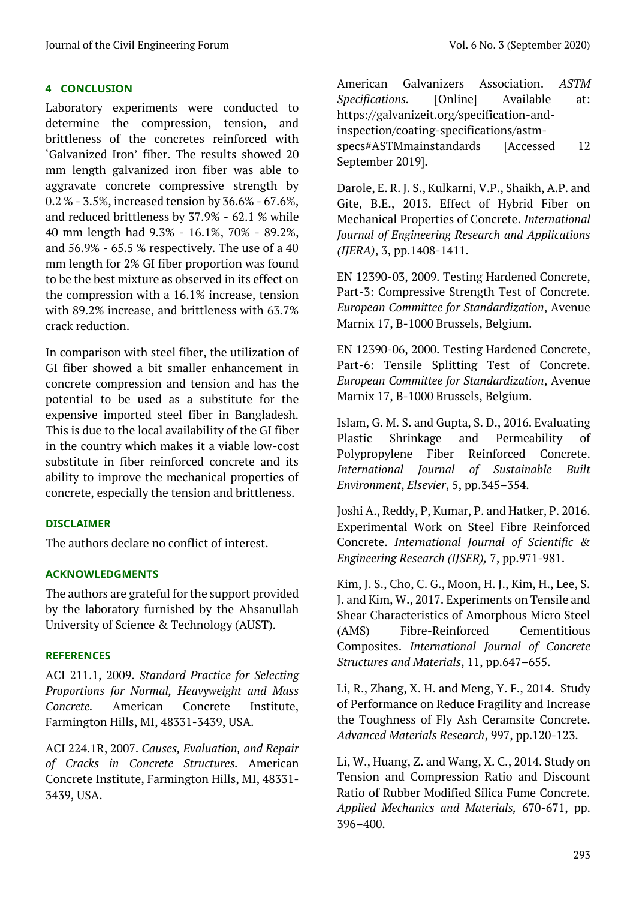## 4 CONCLUSION

Laboratory experiments were conducted to determine the compression, tension, and brittleness of the concretes reinforced with 'Galvanized Iron' fiber. The results showed 20 mm length galvanized iron fiber was able to aggravate concrete compressive strength by 0.2 % - 3.5%, increased tension by 36.6% - 67.6%, and reduced brittleness by 37.9% - 62.1 % while 40 mm length had 9.3% - 16.1%, 70% - 89.2%, and 56.9% - 65.5 % respectively. The use of a 40 mm length for 2% GI fiber proportion was found to be the best mixture as observed in its effect on the compression with a 16.1% increase, tension with 89.2% increase, and brittleness with 63.7% crack reduction.

In comparison with steel fiber, the utilization of GI fiber showed a bit smaller enhancement in concrete compression and tension and has the potential to be used as a substitute for the expensive imported steel fiber in Bangladesh. This is due to the local availability of the GI fiber in the country which makes it a viable low-cost substitute in fiber reinforced concrete and its ability to improve the mechanical properties of concrete, especially the tension and brittleness.

## DISCLAIMER

The authors declare no conflict of interest.

## ACKNOWLEDGMENTS

The authors are grateful for the support provided by the laboratory furnished by the Ahsanullah University of Science & Technology (AUST).

## REFERENCES

ACI 211.1, 2009. *Standard Practice for Selecting Proportions for Normal, Heavyweight and Mass Concrete.* American Concrete Institute, Farmington Hills, MI, 48331-3439, USA.

ACI 224.1R, 2007. *Causes, Evaluation, and Repair of Cracks in Concrete Structures.* American Concrete Institute, Farmington Hills, MI, 48331-3439, USA.

American Galvanizers Association. *ASTM Specifications.* [Online] Available at: https://galvanizeit.org/specification-and-inspection/coating-specifications/astm-specs#ASTMmainstandards [Accessed 12 September 2019].

Darole, E. R. J. S., Kulkarni, V.P., Shaikh, A.P. and Gite, B.E., 2013. Effect of Hybrid Fiber on Mechanical Properties of Concrete. *International Journal of Engineering Research and Applications (IJERA)*, 3, pp.1408-1411.

EN 12390-03, 2009. Testing Hardened Concrete, Part-3: Compressive Strength Test of Concrete. *European Committee for Standardization*, Avenue Marnix 17, B-1000 Brussels, Belgium.

EN 12390-06, 2000. Testing Hardened Concrete, Part-6: Tensile Splitting Test of Concrete. *European Committee for Standardization*, Avenue Marnix 17, B-1000 Brussels, Belgium.

Islam, G. M. S. and Gupta, S. D., 2016. Evaluating Plastic Shrinkage and Permeability of Polypropylene Fiber Reinforced Concrete. *International Journal of Sustainable Built Environment*, *Elsevier*, 5, pp.345–354.

Joshi A., Reddy, P, Kumar, P. and Hatker, P. 2016. Experimental Work on Steel Fibre Reinforced Concrete. *International Journal of Scientific & Engineering Research (IJSER),* 7, pp.971-981.

Kim, J. S., Cho, C. G., Moon, H. J., Kim, H., Lee, S. J. and Kim, W., 2017. Experiments on Tensile and Shear Characteristics of Amorphous Micro Steel (AMS) Fibre-Reinforced Cementitious Composites. *International Journal of Concrete Structures and Materials*, 11, pp.647–655.

Li, R., Zhang, X. H. and Meng, Y. F., 2014. Study of Performance on Reduce Fragility and Increase the Toughness of Fly Ash Ceramsite Concrete. *Advanced Materials Research*, 997, pp.120-123.

Li, W., Huang, Z. and Wang, X. C., 2014. Study on Tension and Compression Ratio and Discount Ratio of Rubber Modified Silica Fume Concrete. *Applied Mechanics and Materials,* 670-671, pp. 396–400.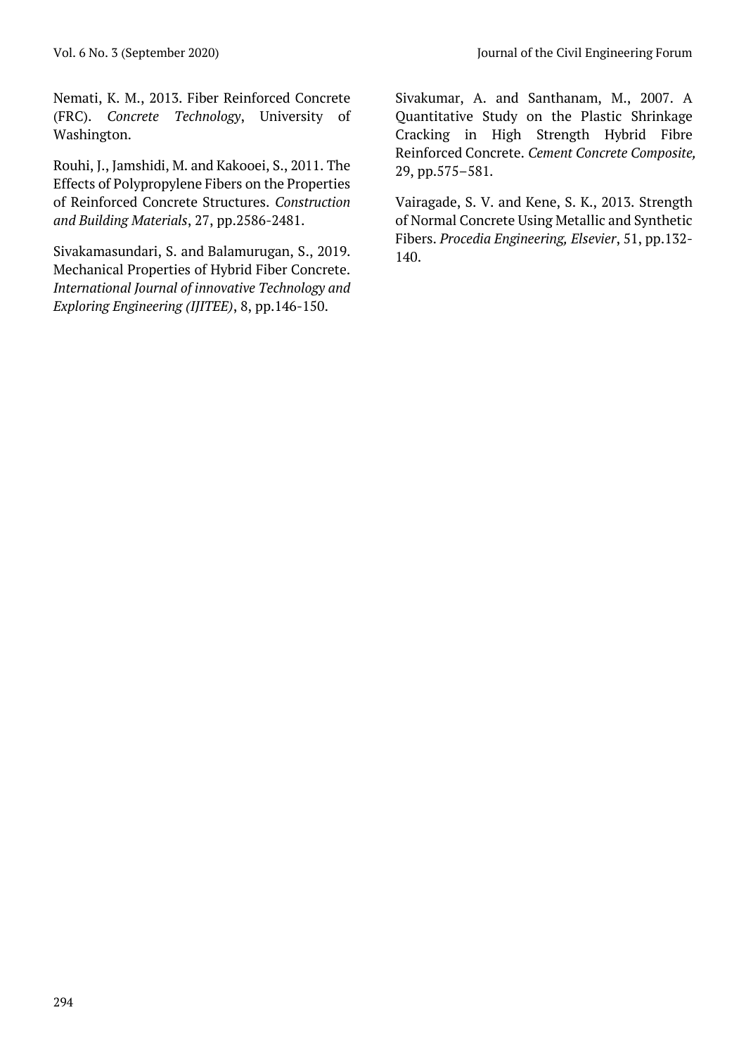Nemati, K. M., 2013. Fiber Reinforced Concrete (FRC). *Concrete Technology*, University of Washington.

Rouhi, J., Jamshidi, M. and Kakooei, S., 2011. The Effects of Polypropylene Fibers on the Properties of Reinforced Concrete Structures. *Construction and Building Materials*, 27, pp.2586-2481.

Sivakamasundari, S. and Balamurugan, S., 2019. Mechanical Properties of Hybrid Fiber Concrete. *International Journal of innovative Technology and Exploring Engineering (IJITEE)*, 8, pp.146-150.

Sivakumar, A. and Santhanam, M., 2007. A Quantitative Study on the Plastic Shrinkage Cracking in High Strength Hybrid Fibre Reinforced Concrete. *Cement Concrete Composite,* 29, pp.575–581.

Vairagade, S. V. and Kene, S. K., 2013. Strength of Normal Concrete Using Metallic and Synthetic Fibers. *Procedia Engineering, Elsevier*, 51, pp.132-140.